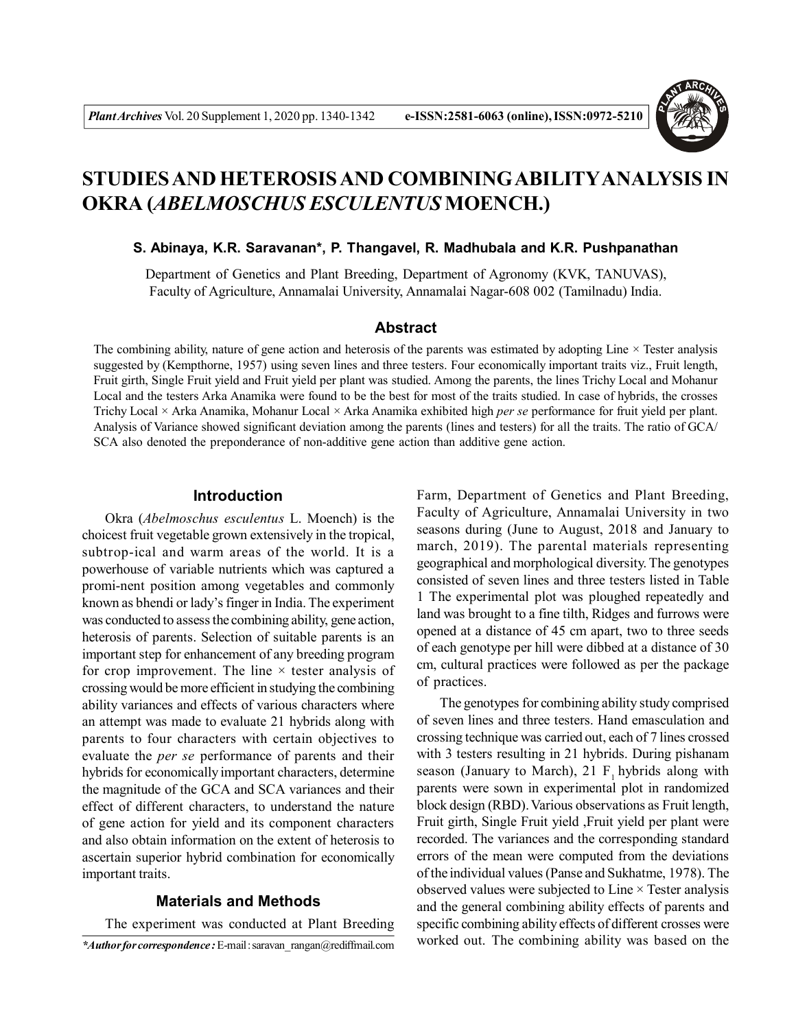# STUDIES AND HETEROSIS AND COMBINING ABILITY ANALYSIS IN OKRA (*ABELMOSCHUS ESCULENTUS* MOENCH.)

**S. Abinaya, K.R. Saravanan\*, P. Thangavel, R. Madhubala and K.R. Pushpanathan**

Department of Genetics and Plant Breeding, Department of Agronomy (KVK, TANUVAS), Faculty of Agriculture, Annamalai University, Annamalai Nagar-608 002 (Tamilnadu) India.

## Abstract

The combining ability, nature of gene action and heterosis of the parents was estimated by adopting Line × Tester analysis suggested by (Kempthorne, 1957) using seven lines and three testers. Four economically important traits viz., Fruit length, Fruit girth, Single Fruit yield and Fruit yield per plant was studied. Among the parents, the lines Trichy Local and Mohanur Local and the testers Arka Anamika were found to be the best for most of the traits studied. In case of hybrids, the crosses Trichy Local × Arka Anamika, Mohanur Local × Arka Anamika exhibited high *per se* performance for fruit yield per plant. Analysis of Variance showed significant deviation among the parents (lines and testers) for all the traits. The ratio of GCA/SCA also denoted the preponderance of non-additive gene action than additive gene action.

## Introduction

Okra (*Abelmoschus esculentus* L. Moench) is the choicest fruit vegetable grown extensively in the tropical, subtrop-ical and warm areas of the world. It is a powerhouse of variable nutrients which was captured a promi-nent position among vegetables and commonly known as bhendi or lady's finger in India. The experiment was conducted to assess the combining ability, gene action, heterosis of parents. Selection of suitable parents is an important step for enhancement of any breeding program for crop improvement. The line × tester analysis of crossing would be more efficient in studying the combining ability variances and effects of various characters where an attempt was made to evaluate 21 hybrids along with parents to four characters with certain objectives to evaluate the *per se* performance of parents and their hybrids for economically important characters, determine the magnitude of the GCA and SCA variances and their effect of different characters, to understand the nature of gene action for yield and its component characters and also obtain information on the extent of heterosis to ascertain superior hybrid combination for economically important traits.

## Materials and Methods

The experiment was conducted at Plant Breeding Farm, Department of Genetics and Plant Breeding, Faculty of Agriculture, Annamalai University in two seasons during (June to August, 2018 and January to march, 2019). The parental materials representing geographical and morphological diversity. The genotypes consisted of seven lines and three testers listed in Table 1 The experimental plot was ploughed repeatedly and land was brought to a fine tilth, Ridges and furrows were opened at a distance of 45 cm apart, two to three seeds of each genotype per hill were dibbed at a distance of 30 cm, cultural practices were followed as per the package of practices.

The genotypes for combining ability study comprised of seven lines and three testers. Hand emasculation and crossing technique was carried out, each of 7 lines crossed with 3 testers resulting in 21 hybrids. During pishanam season (January to March), 21 $F_1$ hybrids along with parents were sown in experimental plot in randomized block design (RBD). Various observations as Fruit length, Fruit girth, Single Fruit yield ,Fruit yield per plant were recorded. The variances and the corresponding standard errors of the mean were computed from the deviations of the individual values (Panse and Sukhatme, 1978). The observed values were subjected to Line × Tester analysis and the general combining ability effects of parents and specific combining ability effects of different crosses were worked out. The combining ability was based on the

*\*Author for correspondence :* E-mail : saravan_rangan@rediffmail.com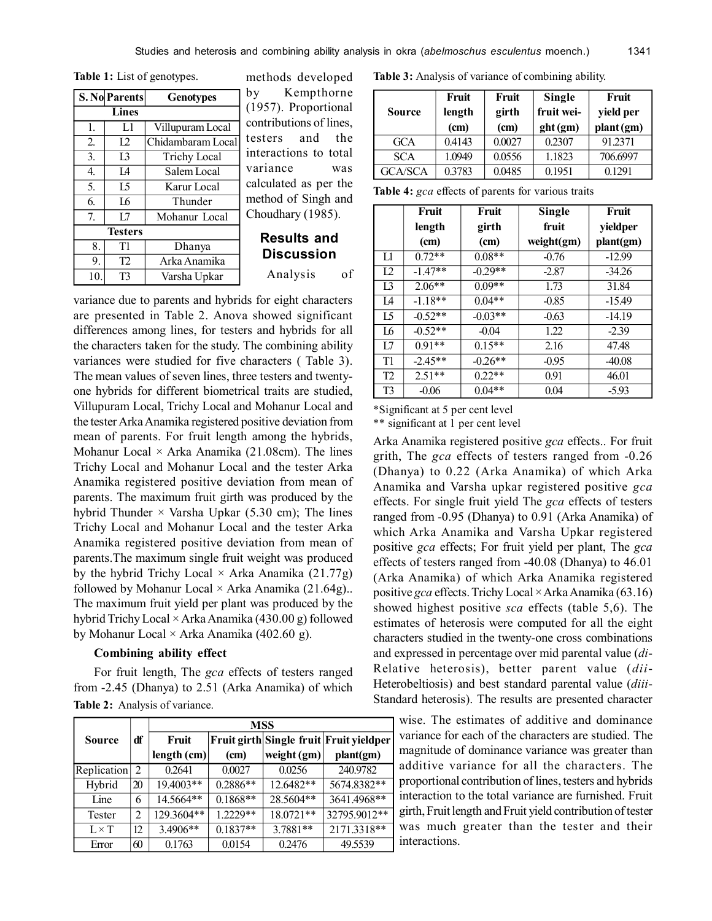**Table 1:** List of genotypes.

| S. No | Parents | Genotypes |
|---|---|---|
| Lines | | |
| 1. | L1 | Villupuram Local |
| 2. | L2 | Chidambaram Local |
| 3. | L3 | Trichy Local |
| 4. | L4 | Salem Local |
| 5. | L5 | Karur Local |
| 6. | L6 | Thunder |
| 7. | L7 | Mohanur Local |
| Testers | | |
| 8. | T1 | Dhanya |
| 9. | T2 | Arka Anamika |
| 10. | T3 | Varsha Upkar |

methods developed by Kempthorne (1957). Proportional contributions of lines, testers and the interactions to total variance was calculated as per the method of Singh and Choudhary (1985).

## Results and Discussion

Analysis of variance due to parents and hybrids for eight characters are presented in Table 2. Anova showed significant differences among lines, for testers and hybrids for all the characters taken for the study. The combining ability variances were studied for five characters ( Table 3). The mean values of seven lines, three testers and twenty-one hybrids for different biometrical traits are studied, Villupuram Local, Trichy Local and Mohanur Local and the tester Arka Anamika registered positive deviation from mean of parents. For fruit length among the hybrids, Mohanur Local × Arka Anamika (21.08cm). The lines Trichy Local and Mohanur Local and the tester Arka Anamika registered positive deviation from mean of parents. The maximum fruit girth was produced by the hybrid Thunder × Varsha Upkar (5.30 cm); The lines Trichy Local and Mohanur Local and the tester Arka Anamika registered positive deviation from mean of parents.The maximum single fruit weight was produced by the hybrid Trichy Local × Arka Anamika (21.77g) followed by Mohanur Local × Arka Anamika (21.64g).. The maximum fruit yield per plant was produced by the hybrid Trichy Local × Arka Anamika (430.00 g) followed by Mohanur Local × Arka Anamika (402.60 g).

### Combining ability effect

For fruit length, The *gca* effects of testers ranged from -2.45 (Dhanya) to 2.51 (Arka Anamika) of which Arka Anamika registered positive *gca* effects.. For fruit grith, The *gca* effects of testers ranged from -0.26 (Dhanya) to 0.22 (Arka Anamika) of which Arka Anamika and Varsha upkar registered positive *gca* effects. For single fruit yield The *gca* effects of testers ranged from -0.95 (Dhanya) to 0.91 (Arka Anamika) of which Arka Anamika and Varsha Upkar registered positive *gca* effects; For fruit yield per plant, The *gca* effects of testers ranged from -40.08 (Dhanya) to 46.01 (Arka Anamika) of which Arka Anamika registered positive *gca* effects. Trichy Local × Arka Anamika (63.16) showed highest positive *sca* effects (table 5,6). The estimates of heterosis were computed for all the eight characters studied in the twenty-one cross combinations and expressed in percentage over mid parental value (*di*-Relative heterosis), better parent value (*dii*-Heterobeltiosis) and best standard parental value (*diii*-Standard heterosis). The results are presented character wise. The estimates of additive and dominance variance for each of the characters are studied. The magnitude of dominance variance was greater than additive variance for all the characters. The proportional contribution of lines, testers and hybrids interaction to the total variance are furnished. Fruit girth, Fruit length and Fruit yield contribution of tester was much greater than the tester and their interactions.

**Table 2:** Analysis of variance.

| Source | df | MSS | | | |
|---|---|---|---|---|---|
| | | Fruit length (cm) | Fruit girth (cm) | Single fruit weight (gm) | Fruit yieldper plant(gm) |
| Replication | 2 | 0.2641 | 0.0027 | 0.0256 | 240.9782 |
| Hybrid | 20 | 19.4003** | 0.2886** | 12.6482** | 5674.8382** |
| Line | 6 | 14.5664** | 0.1868** | 28.5604** | 3641.4968** |
| Tester | 2 | 129.3604** | 1.2229** | 18.0721** | 32795.9012** |
| L × T | 12 | 3.4906** | 0.1837** | 3.7881** | 2171.3318** |
| Error | 60 | 0.1763 | 0.0154 | 0.2476 | 49.5539 |

**Table 3:** Analysis of variance of combining ability.

| Source | Fruit length (cm) | Fruit girth (cm) | Single fruit weight (gm) | Fruit yield per plant (gm) |
|---|---|---|---|---|
| GCA | 0.4143 | 0.0027 | 0.2307 | 91.2371 |
| SCA | 1.0949 | 0.0556 | 1.1823 | 706.6997 |
| GCA/SCA | 0.3783 | 0.0485 | 0.1951 | 0.1291 |

**Table 4:** *gca* effects of parents for various traits

| | Fruit length (cm) | Fruit girth (cm) | Single fruit weight(gm) | Fruit yieldper plant(gm) |
|---|---|---|---|---|
| L1 | 0.72** | 0.08** | -0.76 | -12.99 |
| L2 | -1.47** | -0.29** | -2.87 | -34.26 |
| L3 | 2.06** | 0.09** | 1.73 | 31.84 |
| L4 | -1.18** | 0.04** | -0.85 | -15.49 |
| L5 | -0.52** | -0.03** | -0.63 | -14.19 |
| L6 | -0.52** | -0.04 | 1.22 | -2.39 |
| L7 | 0.91** | 0.15** | 2.16 | 47.48 |
| T1 | -2.45** | -0.26** | -0.95 | -40.08 |
| T2 | 2.51** | 0.22** | 0.91 | 46.01 |
| T3 | -0.06 | 0.04** | 0.04 | -5.93 |

*Significant at 5 per cent level
** significant at 1 per cent level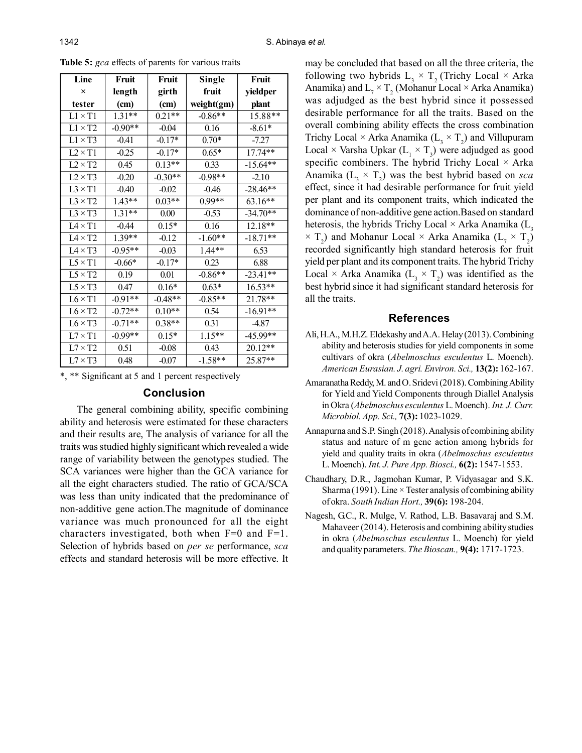**Table 5:** *gca* effects of parents for various traits

| Line × tester | Fruit length (cm) | Fruit girth (cm) | Single fruit weight(gm) | Fruit yieldper plant |
|---|---|---|---|---|
| L1 × T1 | 1.31** | 0.21** | -0.86** | 15.88** |
| L1 × T2 | -0.90** | -0.04 | 0.16 | -8.61* |
| L1 × T3 | -0.41 | -0.17* | 0.70* | -7.27 |
| L2 × T1 | -0.25 | -0.17* | 0.65* | 17.74** |
| L2 × T2 | 0.45 | 0.13** | 0.33 | -15.64** |
| L2 × T3 | -0.20 | -0.30** | -0.98** | -2.10 |
| L3 × T1 | -0.40 | -0.02 | -0.46 | -28.46** |
| L3 × T2 | 1.43** | 0.03** | 0.99** | 63.16** |
| L3 × T3 | 1.31** | 0.00 | -0.53 | -34.70** |
| L4 × T1 | -0.44 | 0.15* | 0.16 | 12.18** |
| L4 × T2 | 1.39** | -0.12 | -1.60** | -18.71** |
| L4 × T3 | -0.95** | -0.03 | 1.44** | 6.53 |
| L5 × T1 | -0.66* | -0.17* | 0.23 | 6.88 |
| L5 × T2 | 0.19 | 0.01 | -0.86** | -23.41** |
| L5 × T3 | 0.47 | 0.16* | 0.63* | 16.53** |
| L6 × T1 | -0.91** | -0.48** | -0.85** | 21.78** |
| L6 × T2 | -0.72** | 0.10** | 0.54 | -16.91** |
| L6 × T3 | -0.71** | 0.38** | 0.31 | -4.87 |
| L7 × T1 | -0.99** | 0.15* | 1.15** | -45.99** |
| L7 × T2 | 0.51 | -0.08 | 0.43 | 20.12** |
| L7 × T3 | 0.48 | -0.07 | -1.58** | 25.87** |

*, ** Significant at 5 and 1 percent respectively

## Conclusion

The general combining ability, specific combining ability and heterosis were estimated for these characters and their results are, The analysis of variance for all the traits was studied highly significant which revealed a wide range of variability between the genotypes studied. The SCA variances were higher than the GCA variance for all the eight characters studied. The ratio of GCA/SCA was less than unity indicated that the predominance of non-additive gene action.The magnitude of dominance variance was much pronounced for all the eight characters investigated, both when F=0 and F=1. Selection of hybrids based on *per se* performance, *sca* effects and standard heterosis will be more effective. It may be concluded that based on all the three criteria, the following two hybrids $L_3 \times T_2$ (Trichy Local × Arka Anamika) and $L_7 \times T_2$ (Mohanur Local × Arka Anamika) was adjudged as the best hybrid since it possessed desirable performance for all the traits. Based on the overall combining ability effects the cross combination Trichy Local × Arka Anamika ($L_3 \times T_2$) and Villupuram Local × Varsha Upkar ($L_1 \times T_3$) were adjudged as good specific combiners. The hybrid Trichy Local × Arka Anamika ($L_3 \times T_2$) was the best hybrid based on *sca* effect, since it had desirable performance for fruit yield per plant and its component traits, which indicated the dominance of non-additive gene action.Based on standard heterosis, the hybrids Trichy Local × Arka Anamika ($L_3 \times T_2$) and Mohanur Local × Arka Anamika ($L_7 \times T_2$) recorded significantly high standard heterosis for fruit yield per plant and its component traits. The hybrid Trichy Local × Arka Anamika ($L_3 \times T_2$) was identified as the best hybrid since it had significant standard heterosis for all the traits.

## References

Ali, H.A., M.H.Z. Eldekashy and A.A. Helay (2013). Combining ability and heterosis studies for yield components in some cultivars of okra (*Abelmoschus esculentus* L. Moench). *American Eurasian. J. agri. Environ. Sci.,* **13(2):** 162-167.

Amaranatha Reddy, M. and O. Sridevi (2018). Combining Ability for Yield and Yield Components through Diallel Analysis in Okra (*Abelmoschus esculentus* L. Moench). *Int. J. Curr. Microbiol. App. Sci.,* **7(3):** 1023-1029.

Annapurna and S.P. Singh (2018). Analysis of combining ability status and nature of m gene action among hybrids for yield and quality traits in okra (*Abelmoschus esculentus* L. Moench). *Int. J. Pure App. Biosci.,* **6(2):** 1547-1553.

Chaudhary, D.R., Jagmohan Kumar, P. Vidyasagar and S.K. Sharma (1991). Line × Tester analysis of combining ability of okra. *South Indian Hort.,* **39(6):** 198-204.

Nagesh, G.C., R. Mulge, V. Rathod, L.B. Basavaraj and S.M. Mahaveer (2014). Heterosis and combining ability studies in okra (*Abelmoschus esculentus* L. Moench) for yield and quality parameters. *The Bioscan.,* **9(4):** 1717-1723.